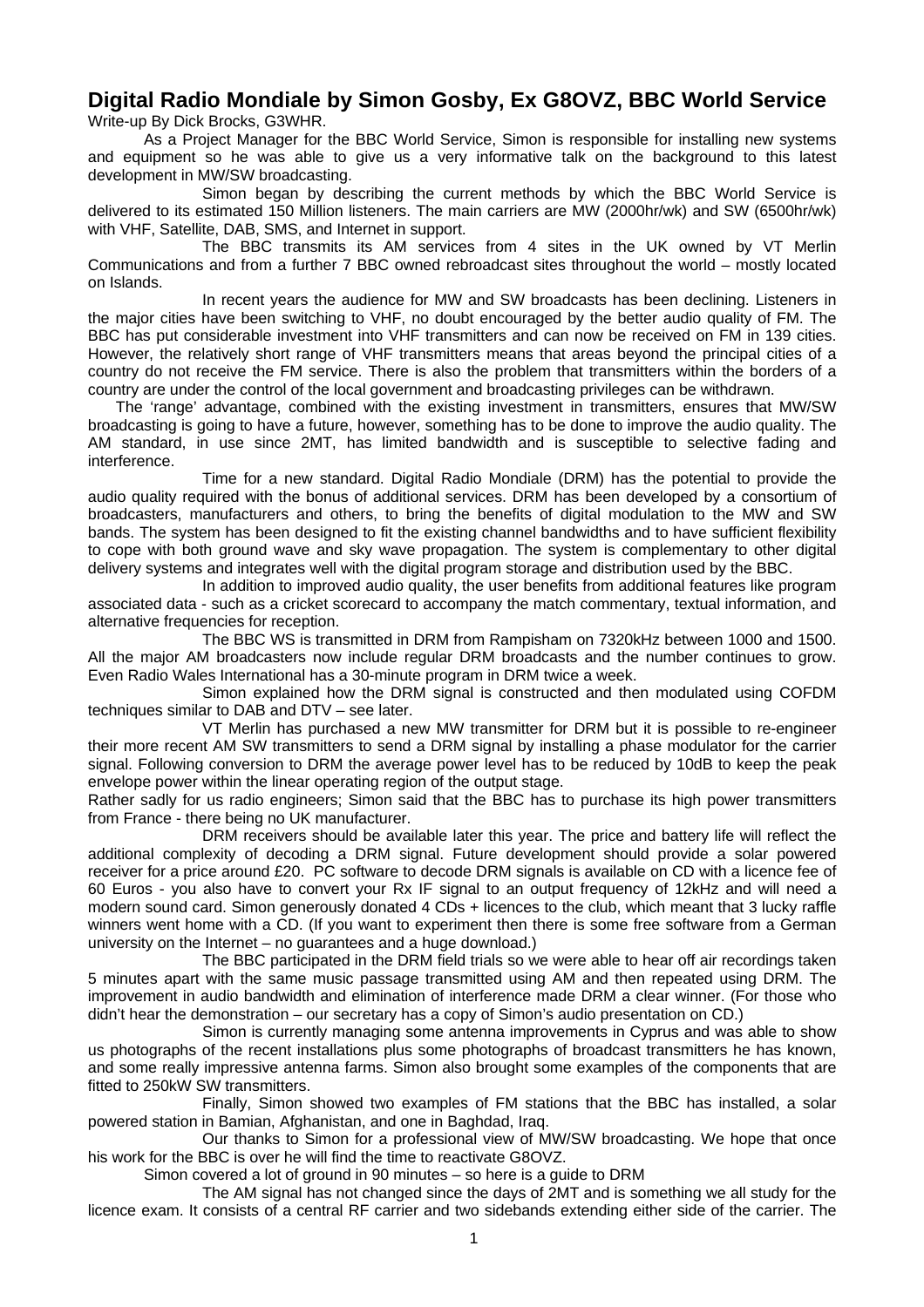# Digital Radio Mondiale by Simon Gosby, Ex G8OVZ, BBC World Service

Write-up By Dick Brocks, G3WHR.

As a Project Manager for the BBC World Service, Simon is responsible for installing new systems and equipment so he was able to give us a very informative talk on the background to this latest development in MW/SW broadcasting.

Simon began by describing the current methods by which the BBC World Service is delivered to its estimated 150 Million listeners. The main carriers are MW (2000hr/wk) and SW (6500hr/wk) with VHF, Satellite, DAB, SMS, and Internet in support.

The BBC transmits its AM services from 4 sites in the UK owned by VT Merlin Communications and from a further 7 BBC owned rebroadcast sites throughout the world – mostly located on Islands.

In recent years the audience for MW and SW broadcasts has been declining. Listeners in the major cities have been switching to VHF, no doubt encouraged by the better audio quality of FM. The BBC has put considerable investment into VHF transmitters and can now be received on FM in 139 cities. However, the relatively short range of VHF transmitters means that areas beyond the principal cities of a country do not receive the FM service. There is also the problem that transmitters within the borders of a country are under the control of the local government and broadcasting privileges can be withdrawn.

The 'range' advantage, combined with the existing investment in transmitters, ensures that MW/SW broadcasting is going to have a future, however, something has to be done to improve the audio quality. The AM standard, in use since 2MT, has limited bandwidth and is susceptible to selective fading and interference.

Time for a new standard. Digital Radio Mondiale (DRM) has the potential to provide the audio quality required with the bonus of additional services. DRM has been developed by a consortium of broadcasters, manufacturers and others, to bring the benefits of digital modulation to the MW and SW bands. The system has been designed to fit the existing channel bandwidths and to have sufficient flexibility to cope with both ground wave and sky wave propagation. The system is complementary to other digital delivery systems and integrates well with the digital program storage and distribution used by the BBC.

In addition to improved audio quality, the user benefits from additional features like program associated data - such as a cricket scorecard to accompany the match commentary, textual information, and alternative frequencies for reception.

The BBC WS is transmitted in DRM from Rampisham on 7320kHz between 1000 and 1500. All the major AM broadcasters now include regular DRM broadcasts and the number continues to grow. Even Radio Wales International has a 30-minute program in DRM twice a week.

Simon explained how the DRM signal is constructed and then modulated using COFDM techniques similar to DAB and DTV – see later.

VT Merlin has purchased a new MW transmitter for DRM but it is possible to re-engineer their more recent AM SW transmitters to send a DRM signal by installing a phase modulator for the carrier signal. Following conversion to DRM the average power level has to be reduced by 10dB to keep the peak envelope power within the linear operating region of the output stage.

Rather sadly for us radio engineers; Simon said that the BBC has to purchase its high power transmitters from France - there being no UK manufacturer.

DRM receivers should be available later this year. The price and battery life will reflect the additional complexity of decoding a DRM signal. Future development should provide a solar powered receiver for a price around £20. PC software to decode DRM signals is available on CD with a licence fee of 60 Euros - you also have to convert your Rx IF signal to an output frequency of 12kHz and will need a modern sound card. Simon generously donated 4 CDs + licences to the club, which meant that 3 lucky raffle winners went home with a CD. (If you want to experiment then there is some free software from a German university on the Internet – no guarantees and a huge download.)

The BBC participated in the DRM field trials so we were able to hear off air recordings taken 5 minutes apart with the same music passage transmitted using AM and then repeated using DRM. The improvement in audio bandwidth and elimination of interference made DRM a clear winner. (For those who didn't hear the demonstration – our secretary has a copy of Simon's audio presentation on CD.)

Simon is currently managing some antenna improvements in Cyprus and was able to show us photographs of the recent installations plus some photographs of broadcast transmitters he has known, and some really impressive antenna farms. Simon also brought some examples of the components that are fitted to 250kW SW transmitters.

Finally, Simon showed two examples of FM stations that the BBC has installed, a solar powered station in Bamian, Afghanistan, and one in Baghdad, Iraq.

Our thanks to Simon for a professional view of MW/SW broadcasting. We hope that once his work for the BBC is over he will find the time to reactivate G8OVZ.

Simon covered a lot of ground in 90 minutes – so here is a guide to DRM

The AM signal has not changed since the days of 2MT and is something we all study for the licence exam. It consists of a central RF carrier and two sidebands extending either side of the carrier. The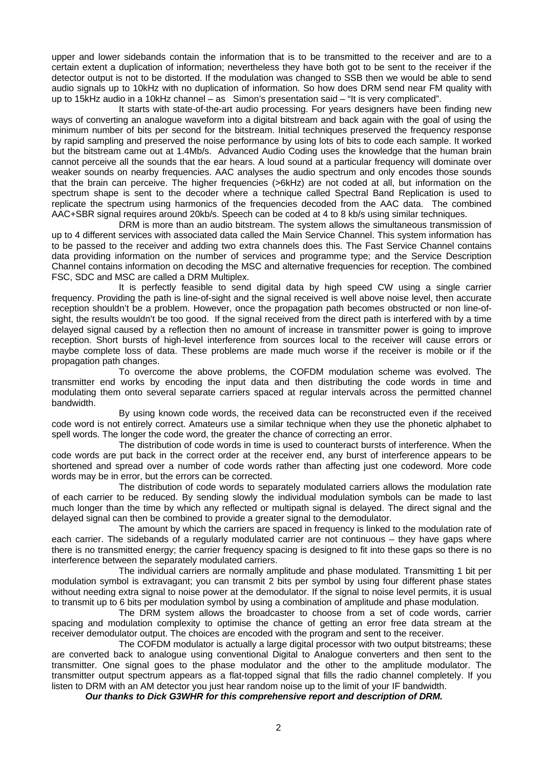upper and lower sidebands contain the information that is to be transmitted to the receiver and are to a certain extent a duplication of information; nevertheless they have both got to be sent to the receiver if the detector output is not to be distorted. If the modulation was changed to SSB then we would be able to send audio signals up to 10kHz with no duplication of information. So how does DRM send near FM quality with up to 15kHz audio in a 10kHz channel – as Simon's presentation said – "It is very complicated".

It starts with state-of-the-art audio processing. For years designers have been finding new ways of converting an analogue waveform into a digital bitstream and back again with the goal of using the minimum number of bits per second for the bitstream. Initial techniques preserved the frequency response by rapid sampling and preserved the noise performance by using lots of bits to code each sample. It worked but the bitstream came out at 1.4Mb/s. Advanced Audio Coding uses the knowledge that the human brain cannot perceive all the sounds that the ear hears. A loud sound at a particular frequency will dominate over weaker sounds on nearby frequencies. AAC analyses the audio spectrum and only encodes those sounds that the brain can perceive. The higher frequencies (>6kHz) are not coded at all, but information on the spectrum shape is sent to the decoder where a technique called Spectral Band Replication is used to replicate the spectrum using harmonics of the frequencies decoded from the AAC data. The combined AAC+SBR signal requires around 20kb/s. Speech can be coded at 4 to 8 kb/s using similar techniques.

DRM is more than an audio bitstream. The system allows the simultaneous transmission of up to 4 different services with associated data called the Main Service Channel. This system information has to be passed to the receiver and adding two extra channels does this. The Fast Service Channel contains data providing information on the number of services and programme type; and the Service Description Channel contains information on decoding the MSC and alternative frequencies for reception. The combined FSC, SDC and MSC are called a DRM Multiplex.

It is perfectly feasible to send digital data by high speed CW using a single carrier frequency. Providing the path is line-of-sight and the signal received is well above noise level, then accurate reception shouldn't be a problem. However, once the propagation path becomes obstructed or non line-of-sight, the results wouldn't be too good. If the signal received from the direct path is interfered with by a time delayed signal caused by a reflection then no amount of increase in transmitter power is going to improve reception. Short bursts of high-level interference from sources local to the receiver will cause errors or maybe complete loss of data. These problems are made much worse if the receiver is mobile or if the propagation path changes.

To overcome the above problems, the COFDM modulation scheme was evolved. The transmitter end works by encoding the input data and then distributing the code words in time and modulating them onto several separate carriers spaced at regular intervals across the permitted channel bandwidth.

By using known code words, the received data can be reconstructed even if the received code word is not entirely correct. Amateurs use a similar technique when they use the phonetic alphabet to spell words. The longer the code word, the greater the chance of correcting an error.

The distribution of code words in time is used to counteract bursts of interference. When the code words are put back in the correct order at the receiver end, any burst of interference appears to be shortened and spread over a number of code words rather than affecting just one codeword. More code words may be in error, but the errors can be corrected.

The distribution of code words to separately modulated carriers allows the modulation rate of each carrier to be reduced. By sending slowly the individual modulation symbols can be made to last much longer than the time by which any reflected or multipath signal is delayed. The direct signal and the delayed signal can then be combined to provide a greater signal to the demodulator.

The amount by which the carriers are spaced in frequency is linked to the modulation rate of each carrier. The sidebands of a regularly modulated carrier are not continuous – they have gaps where there is no transmitted energy; the carrier frequency spacing is designed to fit into these gaps so there is no interference between the separately modulated carriers.

The individual carriers are normally amplitude and phase modulated. Transmitting 1 bit per modulation symbol is extravagant; you can transmit 2 bits per symbol by using four different phase states without needing extra signal to noise power at the demodulator. If the signal to noise level permits, it is usual to transmit up to 6 bits per modulation symbol by using a combination of amplitude and phase modulation.

The DRM system allows the broadcaster to choose from a set of code words, carrier spacing and modulation complexity to optimise the chance of getting an error free data stream at the receiver demodulator output. The choices are encoded with the program and sent to the receiver.

The COFDM modulator is actually a large digital processor with two output bitstreams; these are converted back to analogue using conventional Digital to Analogue converters and then sent to the transmitter. One signal goes to the phase modulator and the other to the amplitude modulator. The transmitter output spectrum appears as a flat-topped signal that fills the radio channel completely. If you listen to DRM with an AM detector you just hear random noise up to the limit of your IF bandwidth.

***Our thanks to Dick G3WHR for this comprehensive report and description of DRM.***